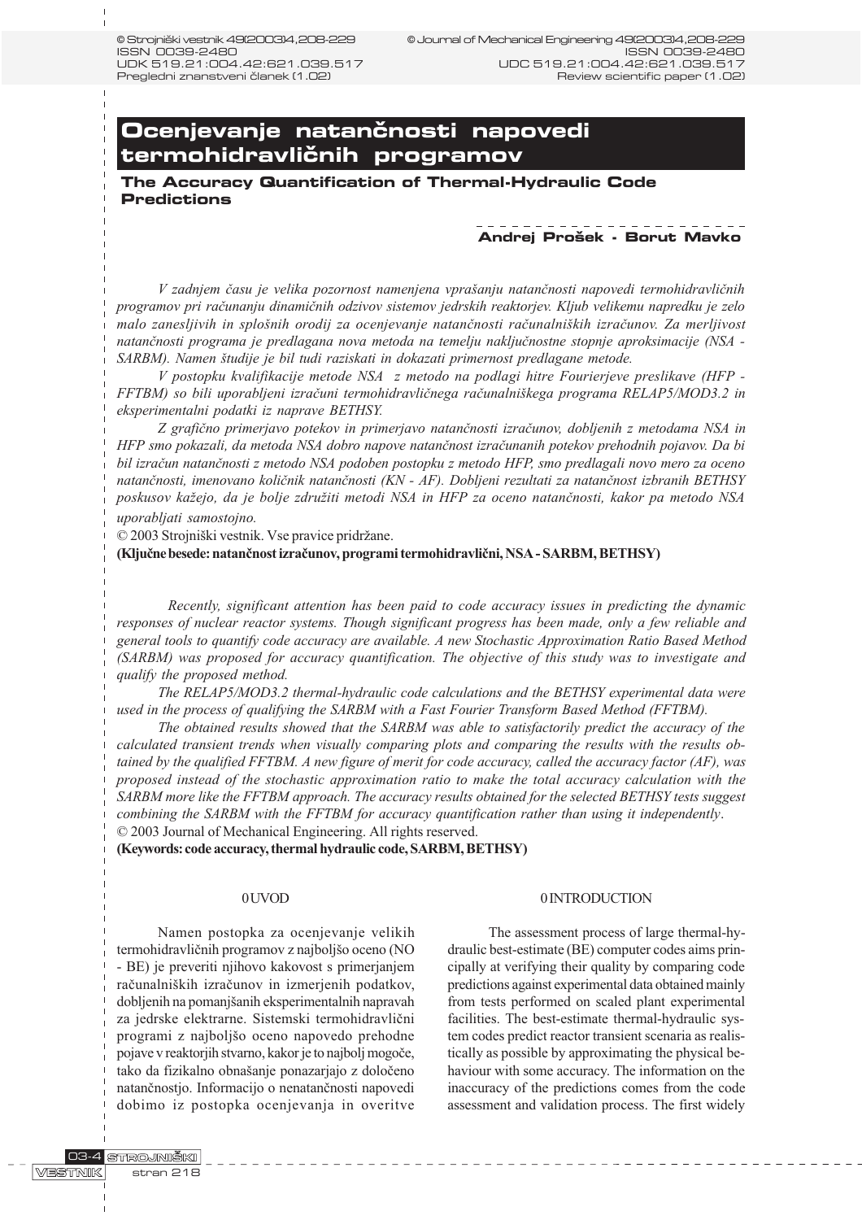# Ocenjevanje natančnosti napovedi termohidravličnih programov

## The Accuracy Quantification of Thermal-Hydraulic Code Predictions

**Andrej Prošek - Borut Mavko**

*V zadnjem času je velika pozornost namenjena vprašanju natančnosti napovedi termohidravličnih programov pri računanju dinamičnih odzivov sistemov jedrskih reaktorjev. Kljub velikemu napredku je zelo malo zanesljivih in splošnih orodij za ocenjevanje natančnosti računalniških izračunov. Za merljivost natančnosti programa je predlagana nova metoda na temelju naključnostne stopnje aproksimacije (NSA - SARBM). Namen študije je bil tudi raziskati in dokazati primernost predlagane metode.*

*V postopku kvalifikacije metode NSA z metodo na podlagi hitre Fourierjeve preslikave (HFP - FFTBM) so bili uporabljeni izračuni termohidravličnega računalniškega programa RELAP5/MOD3.2 in eksperimentalni podatki iz naprave BETHSY.*

*Z grafično primerjavo potekov in primerjavo natančnosti izračunov, dobljenih z metodama NSA in HFP smo pokazali, da metoda NSA dobro napove natančnost izračunanih potekov prehodnih pojavov. Da bi bil izračun natančnosti z metodo NSA podoben postopku z metodo HFP, smo predlagali novo mero za oceno natančnosti, imenovano količnik natančnosti (KN - AF). Dobljeni rezultati za natančnost izbranih BETHSY poskusov kažejo, da je bolje združiti metodi NSA in HFP za oceno natančnosti, kakor pa metodo NSA uporabljati samostojno.*

© 2003 Strojniški vestnik. Vse pravice pridržane.

**(Ključne besede: natančnost izračunov, programi termohidravlični, NSA - SARBM, BETHSY)**

*Recently, significant attention has been paid to code accuracy issues in predicting the dynamic responses of nuclear reactor systems. Though significant progress has been made, only a few reliable and general tools to quantify code accuracy are available. A new Stochastic Approximation Ratio Based Method (SARBM) was proposed for accuracy quantification. The objective of this study was to investigate and qualify the proposed method.*

*The RELAP5/MOD3.2 thermal-hydraulic code calculations and the BETHSY experimental data were used in the process of qualifying the SARBM with a Fast Fourier Transform Based Method (FFTBM).*

*The obtained results showed that the SARBM was able to satisfactorily predict the accuracy of the calculated transient trends when visually comparing plots and comparing the results with the results obtained by the qualified FFTBM. A new figure of merit for code accuracy, called the accuracy factor (AF), was proposed instead of the stochastic approximation ratio to make the total accuracy calculation with the SARBM more like the FFTBM approach. The accuracy results obtained for the selected BETHSY tests suggest combining the SARBM with the FFTBM for accuracy quantification rather than using it independently.*

© 2003 Journal of Mechanical Engineering. All rights reserved.

**(Keywords: code accuracy, thermal hydraulic code, SARBM, BETHSY)**

## 0 UVOD

Namen postopka za ocenjevanje velikih termohidravličnih programov z najboljšo oceno (NO - BE) je preveriti njihovo kakovost s primerjanjem računalniških izračunov in izmerjenih podatkov, dobljenih na pomanjšanih eksperimentalnih napravah za jedrske elektrarne. Sistemski termohidravlični programi z najboljšo oceno napovedo prehodne pojave v reaktorjih stvarno, kakor je to najbolj mogoče, tako da fizikalno obnašanje ponazarjajo z določeno natančnostjo. Informacijo o nenatančnosti napovedi dobimo iz postopka ocenjevanja in overitve

## 0 INTRODUCTION

The assessment process of large thermal-hydraulic best-estimate (BE) computer codes aims principally at verifying their quality by comparing code predictions against experimental data obtained mainly from tests performed on scaled plant experimental facilities. The best-estimate thermal-hydraulic system codes predict reactor transient scenaria as realistically as possible by approximating the physical behaviour with some accuracy. The information on the inaccuracy of the predictions comes from the code assessment and validation process. The first widely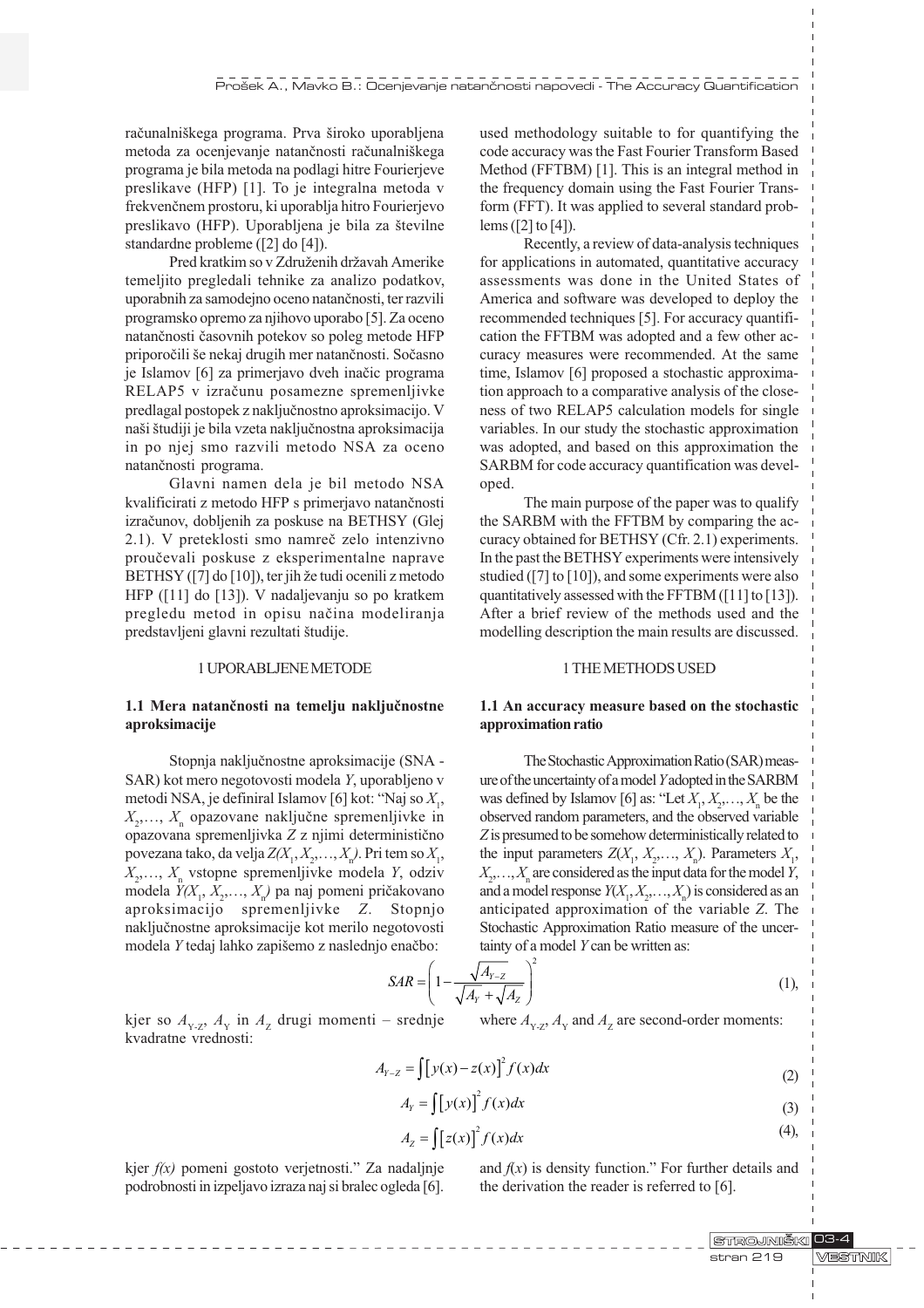računalniškega programa. Prva široko uporabljena metoda za ocenjevanje natančnosti računalniškega programa je bila metoda na podlagi hitre Fourierjeve preslikave (HFP) [1]. To je integralna metoda v frekvenčnem prostoru, ki uporablja hitro Fourierjevo preslikavo (HFP). Uporabljena je bila za številne standardne probleme ([2] do [4]).

Pred kratkim so v Združenih državah Amerike temeljito pregledali tehnike za analizo podatkov, uporabnih za samodejno oceno natančnosti, ter razvili programsko opremo za njihovo uporabo [5]. Za oceno natančnosti časovnih potekov so poleg metode HFP priporočili še nekaj drugih mer natančnosti. Sočasno je Islamov [6] za primerjavo dveh inačic programa RELAP5 v izračunu posamezne spremenljivke predlagal postopek z naključnostno aproksimacijo. V naši študiji je bila vzeta naključnostna aproksimacija in po njej smo razvili metodo NSA za oceno natančnosti programa.

Glavni namen dela je bil metodo NSA kvalificirati z metodo HFP s primerjavo natančnosti izračunov, dobljenih za poskuse na BETHSY (Glej 2.1). V preteklosti smo namreč zelo intenzivno proučevali poskuse z eksperimentalne naprave BETHSY ([7] do [10]), ter jih že tudi ocenili z metodo HFP ([11] do [13]). V nadaljevanju so po kratkem pregledu metod in opisu načina modeliranja predstavljeni glavni rezultati študije.

used methodology suitable to for quantifying the code accuracy was the Fast Fourier Transform Based Method (FFTBM) [1]. This is an integral method in the frequency domain using the Fast Fourier Transform (FFT). It was applied to several standard problems ([2] to [4]).

Recently, a review of data-analysis techniques for applications in automated, quantitative accuracy assessments was done in the United States of America and software was developed to deploy the recommended techniques [5]. For accuracy quantification the FFTBM was adopted and a few other accuracy measures were recommended. At the same time, Islamov [6] proposed a stochastic approximation approach to a comparative analysis of the closeness of two RELAP5 calculation models for single variables. In our study the stochastic approximation was adopted, and based on this approximation the SARBM for code accuracy quantification was developed.

The main purpose of the paper was to qualify the SARBM with the FFTBM by comparing the accuracy obtained for BETHSY (Cfr. 2.1) experiments. In the past the BETHSY experiments were intensively studied ([7] to [10]), and some experiments were also quantitatively assessed with the FFTBM ([11] to [13]). After a brief review of the methods used and the modelling description the main results are discussed.

## 1 UPORABLJENE METODE

## 1 THE METHODS USED

### 1.1 Mera natančnosti na temelju naključnostne aproksimacije

### 1.1 An accuracy measure based on the stochastic approximation ratio

Stopnja naključnostne aproksimacije (SNA - SAR) kot mero negotovosti modela $Y$, uporabljeno v metodi NSA, je definiral Islamov [6] kot: "Naj so $X_1$, $X_2$,…, $X_n$ opazovane naključne spremenljivke in opazovana spremenljivka $Z$ z njimi deterministično povezana tako, da velja $Z(X_1, X_2,…, X_n)$. Pri tem so $X_1$, $X_2$,…, $X_n$ vstopne spremenljivke modela $Y$, odziv modela $Y(X_1, X_2,…, X_n)$ pa naj pomeni pričakovano aproksimacijo spremenljivke $Z$. Stopnjo naključnostne aproksimacije kot merilo negotovosti modela $Y$ tedaj lahko zapišemo z naslednjo enačbo:

The Stochastic Approximation Ratio (SAR) measure of the uncertainty of a model $Y$ adopted in the SARBM was defined by Islamov [6] as: "Let $X_1$, $X_2$,…, $X_n$ be the observed random parameters, and the observed variable $Z$ is presumed to be somehow deterministically related to the input parameters $Z(X_1, X_2,…, X_n)$. Parameters $X_1$, $X_2$,…, $X_n$ are considered as the input data for the model $Y$, and a model response $Y(X_1, X_2,…, X_n)$ is considered as an anticipated approximation of the variable $Z$. The Stochastic Approximation Ratio measure of the uncertainty of a model $Y$ can be written as:

$$SAR = \left(1 - \frac{\sqrt{A_{Y-Z}}}{\sqrt{A_Y} + \sqrt{A_Z}}\right)^2 \quad (1),$$

kjer so $A_{Y-Z}$, $A_Y$ in $A_Z$ drugi momenti – srednje kvadratne vrednosti:

where $A_{Y-Z}$, $A_Y$ and $A_Z$ are second-order moments:

$$A_{Y-Z} = \int \left[y(x) - z(x)\right]^2 f(x)dx \quad (2)$$

$$A_Y = \int \left[y(x)\right]^2 f(x)dx \quad (3)$$

$$A_Z = \int \left[z(x)\right]^2 f(x)dx \quad (4),$$

kjer $f(x)$ pomeni gostoto verjetnosti." Za nadaljnje podrobnosti in izpeljavo izraza naj si bralec ogleda [6].

and $f(x)$ is density function." For further details and the derivation the reader is referred to [6].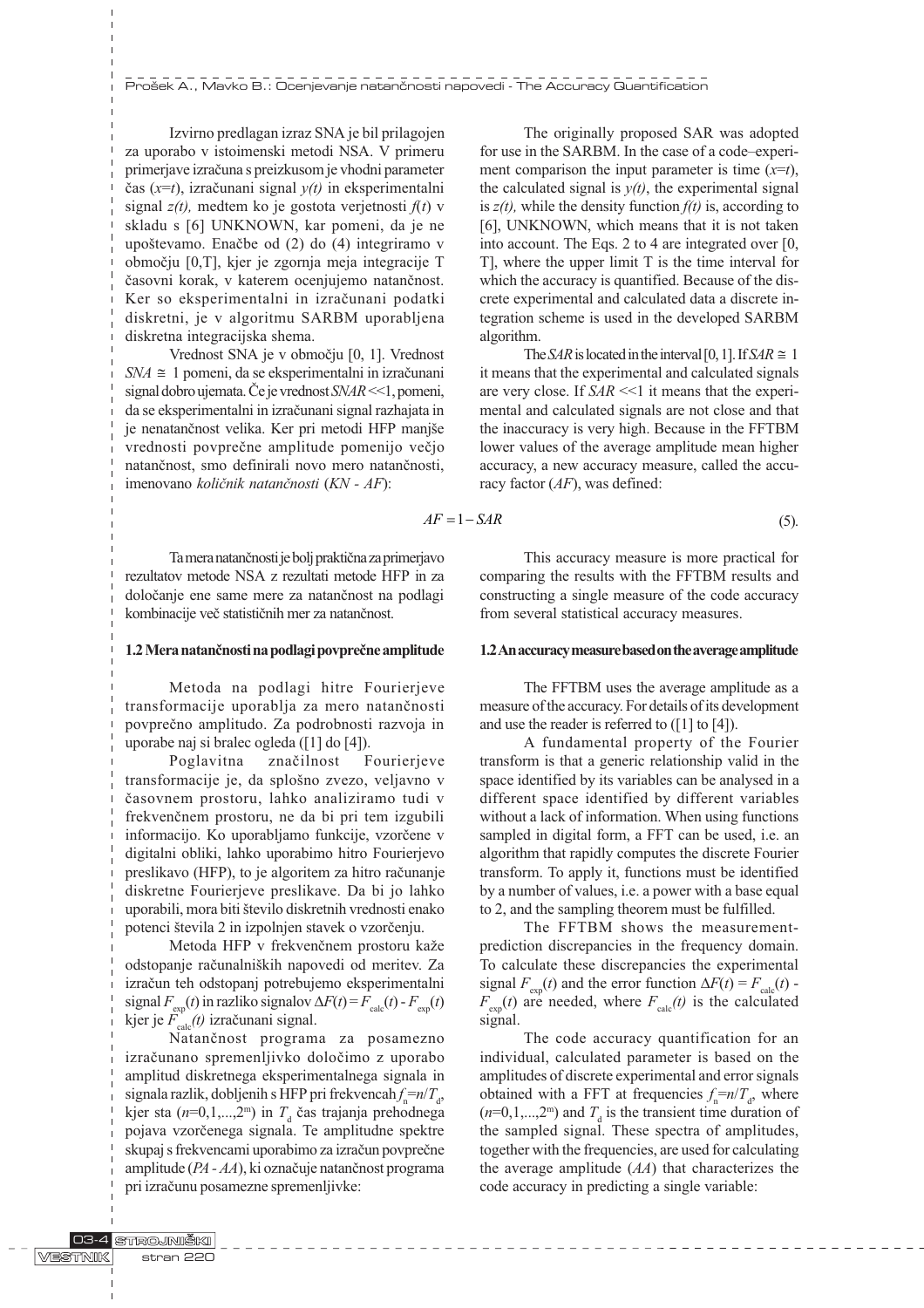Izvirno predlagan izraz SNA je bil prilagojen za uporabo v istoimenski metodi NSA. V primeru primerjave izračuna s preizkusom je vhodni parameter čas ($x$=$t$), izračunani signal $y(t)$ in eksperimentalni signal $z(t)$, medtem ko je gostota verjetnosti $f(t)$ v skladu s [6] UNKNOWN, kar pomeni, da je ne upoštevamo. Enačbe od (2) do (4) integriramo v območju [0,T], kjer je zgornja meja integracije T časovni korak, v katerem ocenjujemo natančnost. Ker so eksperimentalni in izračunani podatki diskretni, je v algoritmu SARBM uporabljena diskretna integracijska shema.

Vrednost SNA je v območju [0, 1]. Vrednost $SNA \cong 1$ pomeni, da se eksperimentalni in izračunani signal dobro ujemata. Če je vrednost $SNAR$ <<1, pomeni, da se eksperimentalni in izračunani signal razhajata in je nenatančnost velika. Ker pri metodi HFP manjše vrednosti povprečne amplitude pomenijo večjo natančnost, smo definirali novo mero natančnosti, imenovano *količnik natančnosti* (*KN - AF*):

The originally proposed SAR was adopted for use in the SARBM. In the case of a code–experiment comparison the input parameter is time ($x$=$t$), the calculated signal is $y(t)$, the experimental signal is $z(t)$, while the density function $f(t)$ is, according to [6], UNKNOWN, which means that it is not taken into account. The Eqs. 2 to 4 are integrated over [0, T], where the upper limit T is the time interval for which the accuracy is quantified. Because of the discrete experimental and calculated data a discrete integration scheme is used in the developed SARBM algorithm.

The $SAR$ is located in the interval [0, 1]. If $SAR \cong 1$ it means that the experimental and calculated signals are very close. If $SAR$ <<1 it means that the experimental and calculated signals are not close and that the inaccuracy is very high. Because in the FFTBM lower values of the average amplitude mean higher accuracy, a new accuracy measure, called the accuracy factor (*AF*), was defined:

$$AF = 1 - SAR \tag{5}$$

Ta mera natančnosti je bolj praktična za primerjavo rezultatov metode NSA z rezultati metode HFP in za določanje ene same mere za natančnost na podlagi kombinacije več statističnih mer za natančnost.

This accuracy measure is more practical for comparing the results with the FFTBM results and constructing a single measure of the code accuracy from several statistical accuracy measures.

## 1.2 Mera natančnosti na podlagi povprečne amplitude

Metoda na podlagi hitre Fourierjeve transformacije uporablja za mero natančnosti povprečno amplitudo. Za podrobnosti razvoja in uporabe naj si bralec ogleda ([1] do [4]).

Poglavitna značilnost Fourierjeve transformacije je, da splošno zvezo, veljavno v časovnem prostoru, lahko analiziramo tudi v frekvenčnem prostoru, ne da bi pri tem izgubili informacijo. Ko uporabljamo funkcije, vzorčene v digitalni obliki, lahko uporabimo hitro Fourierjevo preslikavo (HFP), to je algoritem za hitro računanje diskretne Fourierjeve preslikave. Da bi jo lahko uporabili, mora biti število diskretnih vrednosti enako potenci števila 2 in izpolnjen stavek o vzorčenju.

Metoda HFP v frekvenčnem prostoru kaže odstopanje računalniških napovedi od meritev. Za izračun teh odstopanj potrebujemo eksperimentalni signal $F_{exp}(t)$ in razliko signalov $\Delta F(t) = F_{calc}(t) - F_{exp}(t)$ kjer je $F_{calc}(t)$ izračunani signal.

Natančnost programa za posamezno izračunano spremenljivko določimo z uporabo amplitud diskretnega eksperimentalnega signala in signala razlik, dobljenih s HFP pri frekvencah $f_n = n/T_d$, kjer sta ($n$=0,1,...,$2^m$) in $T_d$ čas trajanja prehodnega pojava vzorčenega signala. Te amplitudne spektre skupaj s frekvencami uporabimo za izračun povprečne amplitude (*PA - AA*), ki označuje natančnost programa pri izračunu posamezne spremenljivke:

## 1.2 An accuracy measure based on the average amplitude

The FFTBM uses the average amplitude as a measure of the accuracy. For details of its development and use the reader is referred to ([1] to [4]).

A fundamental property of the Fourier transform is that a generic relationship valid in the space identified by its variables can be analysed in a different space identified by different variables without a lack of information. When using functions sampled in digital form, a FFT can be used, i.e. an algorithm that rapidly computes the discrete Fourier transform. To apply it, functions must be identified by a number of values, i.e. a power with a base equal to 2, and the sampling theorem must be fulfilled.

The FFTBM shows the measurement-prediction discrepancies in the frequency domain. To calculate these discrepancies the experimental signal $F_{exp}(t)$ and the error function $\Delta F(t) = F_{calc}(t) - F_{exp}(t)$ are needed, where $F_{calc}(t)$ is the calculated signal.

The code accuracy quantification for an individual, calculated parameter is based on the amplitudes of discrete experimental and error signals obtained with a FFT at frequencies $f_n = n/T_d$, where ($n$=0,1,...,$2^m$) and $T_d$ is the transient time duration of the sampled signal. These spectra of amplitudes, together with the frequencies, are used for calculating the average amplitude (*AA*) that characterizes the code accuracy in predicting a single variable: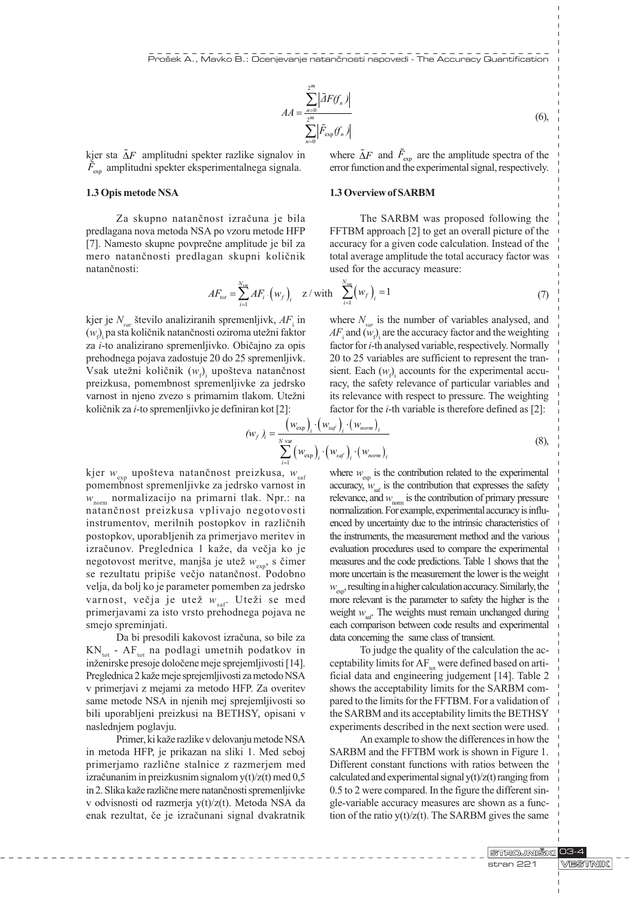$$AA = \frac{\sum_{n=0}^{2^m} \left|\tilde{\Delta}F(f_n)\right|}{\sum_{n=0}^{2^m} \left|\tilde{F}_{\exp}(f_n)\right|} \tag{6}$$

kjer sta $\tilde{\Delta}F$ amplitudni spekter razlike signalov in $\tilde{F}_{\exp}$ amplitudni spekter eksperimentalnega signala.

where $\tilde{\Delta}F$ and $\tilde{F}_{\exp}$ are the amplitude spectra of the error function and the experimental signal, respectively.

### 1.3 Opis metode NSA

Za skupno natančnost izračuna je bila predlagana nova metoda NSA po vzoru metode HFP [7]. Namesto skupne povprečne amplitude je bil za mero natančnosti predlagan skupni količnik natančnosti:

### 1.3 Overview of SARBM

The SARBM was proposed following the FFTBM approach [2] to get an overall picture of the accuracy for a given code calculation. Instead of the total average amplitude the total accuracy factor was used for the accuracy measure:

$$AF_{tot} = \sum_{i=1}^{N_{var}} AF_i \cdot \left(w_f\right)_i \quad \text{z / with} \quad \sum_{i=1}^{N_{var}} \left(w_f\right)_i = 1 \tag{7}$$

kjer je $N_{var}$ število analiziranih spremenljivk, $AF_i$ in $(w_f)_i$ pa sta količnik natančnosti oziroma utežni faktor za $i$-to analizirano spremenljivko. Običajno za opis prehodnega pojava zadostuje 20 do 25 spremenljivk. Vsak utežni količnik $(w_f)_i$ upošteva natančnost preizkusa, pomembnost spremenljivke za jedrsko varnost in njeno zvezo s primarnim tlakom. Utežni količnik za $i$-to spremenljivko je definiran kot [2]:

where $N_{var}$ is the number of variables analysed, and $AF_i$ and $(w_f)_i$ are the accuracy factor and the weighting factor for $i$-th analysed variable, respectively. Normally 20 to 25 variables are sufficient to represent the transient. Each $(w_f)_i$ accounts for the experimental accuracy, the safety relevance of particular variables and its relevance with respect to pressure. The weighting factor for the $i$-th variable is therefore defined as [2]:

$$(w_f)_i = \frac{\left(w_{\exp}\right)_i \cdot \left(w_{saf}\right)_i \cdot \left(w_{norm}\right)_i}{\sum_{i=1}^{N\ \text{var}} \left(w_{\exp}\right)_i \cdot \left(w_{saf}\right)_i \cdot \left(w_{norm}\right)_i} \tag{8}$$

kjer $w_{\exp}$ upošteva natančnost preizkusa, $w_{saf}$ pomembnost spremenljivke za jedrsko varnost in $w_{norm}$ normalizacijo na primarni tlak. Npr.: na natančnost preizkusa vplivajo negotovosti instrumentov, merilnih postopkov in različnih postopkov, uporabljenih za primerjavo meritev in izračunov. Preglednica 1 kaže, da večja ko je negotovost meritve, manjša je utež $w_{\exp}$, s čimer se rezultatu pripiše večjo natančnost. Podobno velja, da bolj ko je parameter pomemben za jedrsko varnost, večja je utež $w_{saf}$. Uteži se med primerjavami za isto vrsto prehodnega pojava ne smejo spreminjati.

Da bi presodili kakovost izračuna, so bile za $KN_{tot}$ - $AF_{tot}$ na podlagi umetnih podatkov in inženirske presoje določene meje sprejemljivosti [14]. Preglednica 2 kaže meje sprejemljivosti za metodo NSA v primerjavi z mejami za metodo HFP. Za overitev same metode NSA in njenih mej sprejemljivosti so bili uporabljeni preizkusi na BETHSY, opisani v naslednjem poglavju.

Primer, ki kaže razlike v delovanju metode NSA in metoda HFP, je prikazan na sliki 1. Med seboj primerjamo različne stalnice z razmerjem med izračunanim in preizkusnim signalom y(t)/z(t) med 0,5 in 2. Slika kaže različne mere natančnosti spremenljivke v odvisnosti od razmerja y(t)/z(t). Metoda NSA da enak rezultat, če je izračunani signal dvakratnik

where $w_{\exp}$ is the contribution related to the experimental accuracy, $w_{saf}$ is the contribution that expresses the safety relevance, and $w_{norm}$ is the contribution of primary pressure normalization. For example, experimental accuracy is influenced by uncertainty due to the intrinsic characteristics of the instruments, the measurement method and the various evaluation procedures used to compare the experimental measures and the code predictions. Table 1 shows that the more uncertain is the measurement the lower is the weight $w_{\exp}$, resulting in a higher calculation accuracy. Similarly, the more relevant is the parameter to safety the higher is the weight $w_{saf}$. The weights must remain unchanged during each comparison between code results and experimental data concerning the same class of transient.

To judge the quality of the calculation the acceptability limits for $AF_{tot}$ were defined based on artificial data and engineering judgement [14]. Table 2 shows the acceptability limits for the SARBM compared to the limits for the FFTBM. For a validation of the SARBM and its acceptability limits the BETHSY experiments described in the next section were used.

An example to show the differences in how the SARBM and the FFTBM work is shown in Figure 1. Different constant functions with ratios between the calculated and experimental signal y(t)/z(t) ranging from 0.5 to 2 were compared. In the figure the different single-variable accuracy measures are shown as a function of the ratio y(t)/z(t). The SARBM gives the same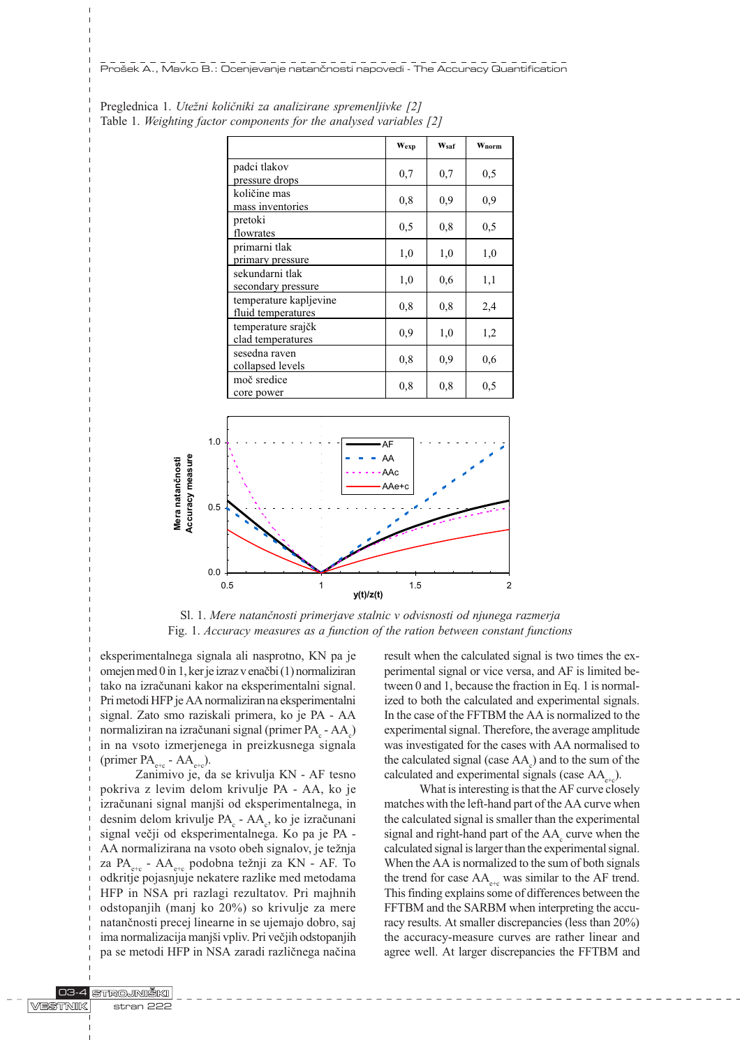Preglednica 1. *Utežni količniki za analizirane spremenljivke [2]*
Table 1. *Weighting factor components for the analysed variables [2]*

| | $W_{exp}$ | $W_{saf}$ | $W_{norm}$ |
|---|---|---|---|
| padci tlakov<br>pressure drops | 0,7 | 0,7 | 0,5 |
| količine mas<br>mass inventories | 0,8 | 0,9 | 0,9 |
| pretoki<br>flowrates | 0,5 | 0,8 | 0,5 |
| primarni tlak<br>primary pressure | 1,0 | 1,0 | 1,0 |
| sekundarni tlak<br>secondary pressure | 1,0 | 0,6 | 1,1 |
| temperature kapljevine<br>fluid temperatures | 0,8 | 0,8 | 2,4 |
| temperature srajčk<br>clad temperatures | 0,9 | 1,0 | 1,2 |
| sesedna raven<br>collapsed levels | 0,8 | 0,9 | 0,6 |
| moč sredice<br>core power | 0,8 | 0,8 | 0,5 |

Sl. 1. *Mere natančnosti primerjave stalnic v odvisnosti od njunega razmerja*
Fig. 1. *Accuracy measures as a function of the ration between constant functions*

eksperimentalnega signala ali nasprotno, KN pa je omejen med 0 in 1, ker je izraz v enačbi (1) normaliziran tako na izračunani kakor na eksperimentalni signal. Pri metodi HFP je AA normaliziran na eksperimentalni signal. Zato smo raziskali primera, ko je PA - AA normaliziran na izračunani signal (primer $PA_c$ - $AA_c$) in na vsoto izmerjenega in preizkusnega signala (primer $PA_{e+c}$ - $AA_{e+c}$).

Zanimivo je, da se krivulja KN - AF tesno pokriva z levim delom krivulje PA - AA, ko je izračunani signal manjši od eksperimentalnega, in desnim delom krivulje $PA_c$ - $AA_c$, ko je izračunani signal večji od eksperimentalnega. Ko pa je PA - AA normalizirana na vsoto obeh signalov, je težnja za $PA_{e+c}$ - $AA_{e+c}$ podobna težnji za KN - AF. To odkritje pojasnjuje nekatere razlike med metodama HFP in NSA pri razlagi rezultatov. Pri majhnih odstopanjih (manj ko 20%) so krivulje za mere natančnosti precej linearne in se ujemajo dobro, saj ima normalizacija manjši vpliv. Pri večjih odstopanjih pa se metodi HFP in NSA zaradi različnega načina

result when the calculated signal is two times the experimental signal or vice versa, and AF is limited between 0 and 1, because the fraction in Eq. 1 is normalized to both the calculated and experimental signals. In the case of the FFTBM the AA is normalized to the experimental signal. Therefore, the average amplitude was investigated for the cases with AA normalised to the calculated signal (case $AA_c$) and to the sum of the calculated and experimental signals (case $AA_{e+c}$).

What is interesting is that the AF curve closely matches with the left-hand part of the AA curve when the calculated signal is smaller than the experimental signal and right-hand part of the $AA_c$ curve when the calculated signal is larger than the experimental signal. When the AA is normalized to the sum of both signals the trend for case $AA_{e+c}$ was similar to the AF trend. This finding explains some of differences between the FFTBM and the SARBM when interpreting the accuracy results. At smaller discrepancies (less than 20%) the accuracy-measure curves are rather linear and agree well. At larger discrepancies the FFTBM and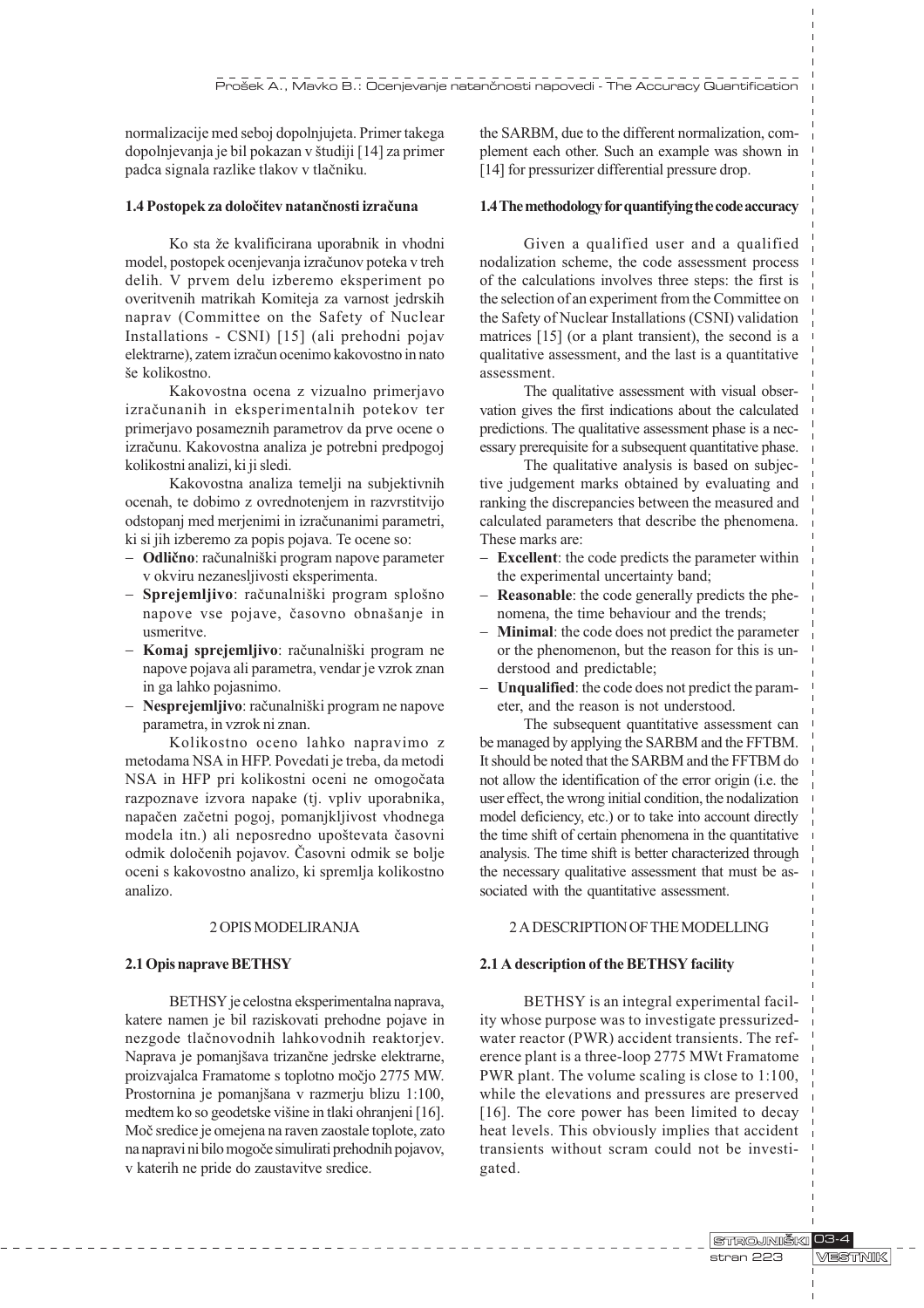normalizacije med seboj dopolnjujeta. Primer takega dopolnjevanja je bil pokazan v študiji [14] za primer padca signala razlike tlakov v tlačniku.

### 1.4 Postopek za določitev natančnosti izračuna

Ko sta že kvalificirana uporabnik in vhodni model, postopek ocenjevanja izračunov poteka v treh delih. V prvem delu izberemo eksperiment po overitvenih matrikah Komiteja za varnost jedrskih naprav (Committee on the Safety of Nuclear Installations - CSNI) [15] (ali prehodni pojav elektrarne), zatem izračun ocenimo kakovostno in nato še kolikostno.

Kakovostna ocena z vizualno primerjavo izračunanih in eksperimentalnih potekov ter primerjavo posameznih parametrov da prve ocene o izračunu. Kakovostna analiza je potrebni predpogoj kolikostni analizi, ki ji sledi.

Kakovostna analiza temelji na subjektivnih ocenah, te dobimo z ovrednotenjem in razvrstitvijo odstopanj med merjenimi in izračunanimi parametri, ki si jih izberemo za popis pojava. Te ocene so:

- **Odlično**: računalniški program napove parameter v okviru nezanesljivosti eksperimenta.
- **Sprejemljivo**: računalniški program splošno napove vse pojave, časovno obnašanje in usmeritve.
- **Komaj sprejemljivo**: računalniški program ne napove pojava ali parametra, vendar je vzrok znan in ga lahko pojasnimo.
- **Nesprejemljivo**: računalniški program ne napove parametra, in vzrok ni znan.

Kolikostno oceno lahko napravimo z metodama NSA in HFP. Povedati je treba, da metodi NSA in HFP pri kolikostni oceni ne omogočata razpoznave izvora napake (tj. vpliv uporabnika, napačen začetni pogoj, pomanjkljivost vhodnega modela itn.) ali neposredno upoštevata časovni odmik določenih pojavov. Časovni odmik se bolje oceni s kakovostno analizo, ki spremlja kolikostno analizo.

## 2 OPIS MODELIRANJA

### 2.1 Opis naprave BETHSY

BETHSY je celostna eksperimentalna naprava, katere namen je bil raziskovati prehodne pojave in nezgode tlačnovodnih lahkovodnih reaktorjev. Naprava je pomanjšava trizančne jedrske elektrarne, proizvajalca Framatome s toplotno močjo 2775 MW. Prostornina je pomanjšana v razmerju blizu 1:100, medtem ko so geodetske višine in tlaki ohranjeni [16]. Moč sredice je omejena na raven zaostale toplote, zato na napravi ni bilo mogoče simulirati prehodnih pojavov, v katerih ne pride do zaustavitve sredice.

the SARBM, due to the different normalization, complement each other. Such an example was shown in [14] for pressurizer differential pressure drop.

### 1.4 The methodology for quantifying the code accuracy

Given a qualified user and a qualified nodalization scheme, the code assessment process of the calculations involves three steps: the first is the selection of an experiment from the Committee on the Safety of Nuclear Installations (CSNI) validation matrices [15] (or a plant transient), the second is a qualitative assessment, and the last is a quantitative assessment.

The qualitative assessment with visual observation gives the first indications about the calculated predictions. The qualitative assessment phase is a necessary prerequisite for a subsequent quantitative phase.

The qualitative analysis is based on subjective judgement marks obtained by evaluating and ranking the discrepancies between the measured and calculated parameters that describe the phenomena. These marks are:

- **Excellent**: the code predicts the parameter within the experimental uncertainty band;
- **Reasonable**: the code generally predicts the phenomena, the time behaviour and the trends;
- **Minimal**: the code does not predict the parameter or the phenomenon, but the reason for this is understood and predictable;
- **Unqualified**: the code does not predict the parameter, and the reason is not understood.

The subsequent quantitative assessment can be managed by applying the SARBM and the FFTBM. It should be noted that the SARBM and the FFTBM do not allow the identification of the error origin (i.e. the user effect, the wrong initial condition, the nodalization model deficiency, etc.) or to take into account directly the time shift of certain phenomena in the quantitative analysis. The time shift is better characterized through the necessary qualitative assessment that must be associated with the quantitative assessment.

## 2 A DESCRIPTION OF THE MODELLING

### 2.1 A description of the BETHSY facility

BETHSY is an integral experimental facility whose purpose was to investigate pressurized-water reactor (PWR) accident transients. The reference plant is a three-loop 2775 MWt Framatome PWR plant. The volume scaling is close to 1:100, while the elevations and pressures are preserved [16]. The core power has been limited to decay heat levels. This obviously implies that accident transients without scram could not be investigated.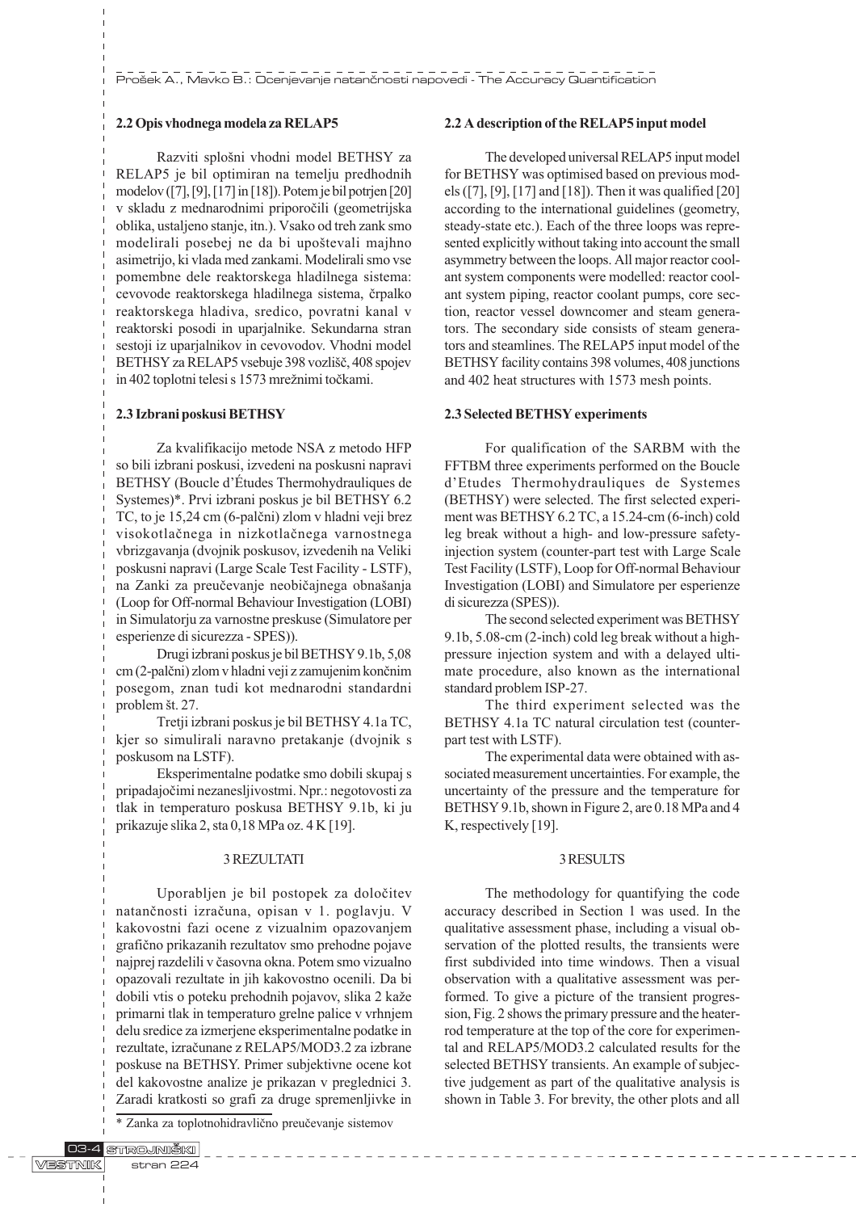## 2.2 Opis vhodnega modela za RELAP5

Razviti splošni vhodni model BETHSY za RELAP5 je bil optimiran na temelju predhodnih modelov ([7], [9], [17] in [18]). Potem je bil potrjen [20] v skladu z mednarodnimi priporočili (geometrijska oblika, ustaljeno stanje, itn.). Vsako od treh zank smo modelirali posebej ne da bi upoštevali majhno asimetrijo, ki vlada med zankami. Modelirali smo vse pomembne dele reaktorskega hladilnega sistema: cevovode reaktorskega hladilnega sistema, črpalko reaktorskega hladiva, sredico, povratni kanal v reaktorski posodi in uparjalnike. Sekundarna stran sestoji iz uparjalnikov in cevovodov. Vhodni model BETHSY za RELAP5 vsebuje 398 vozlišč, 408 spojev in 402 toplotni telesi s 1573 mrežnimi točkami.

## 2.3 Izbrani poskusi BETHSY

Za kvalifikacijo metode NSA z metodo HFP so bili izbrani poskusi, izvedeni na poskusni napravi BETHSY (Boucle d'Études Thermohydrauliques de Systemes)*. Prvi izbrani poskus je bil BETHSY 6.2 TC, to je 15,24 cm (6-palčni) zlom v hladni veji brez visokotlačnega in nizkotlačnega varnostnega vbrizgavanja (dvojnik poskusov, izvedenih na Veliki poskusni napravi (Large Scale Test Facility - LSTF), na Zanki za preučevanje neobičajnega obnašanja (Loop for Off-normal Behaviour Investigation (LOBI) in Simulatorju za varnostne preskuse (Simulatore per esperienze di sicurezza - SPES)).

Drugi izbrani poskus je bil BETHSY 9.1b, 5,08 cm (2-palčni) zlom v hladni veji z zamujenim končnim posegom, znan tudi kot mednarodni standardni problem št. 27.

Tretji izbrani poskus je bil BETHSY 4.1a TC, kjer so simulirali naravno pretakanje (dvojnik s poskusom na LSTF).

Eksperimentalne podatke smo dobili skupaj s pripadajočimi nezanesljivostmi. Npr.: negotovosti za tlak in temperaturo poskusa BETHSY 9.1b, ki ju prikazuje slika 2, sta 0,18 MPa oz. 4 K [19].

## 3 REZULTATI

Uporabljen je bil postopek za določitev natančnosti izračuna, opisan v 1. poglavju. V kakovostni fazi ocene z vizualnim opazovanjem grafično prikazanih rezultatov smo prehodne pojave najprej razdelili v časovna okna. Potem smo vizualno opazovali rezultate in jih kakovostno ocenili. Da bi dobili vtis o poteku prehodnih pojavov, slika 2 kaže primarni tlak in temperaturo grelne palice v vrhnjem delu sredice za izmerjene eksperimentalne podatke in rezultate, izračunane z RELAP5/MOD3.2 za izbrane poskuse na BETHSY. Primer subjektivne ocene kot del kakovostne analize je prikazan v preglednici 3. Zaradi kratkosti so grafi za druge spremenljivke in

\* Zanka za toplotnohidravlično preučevanje sistemov

## 2.2 A description of the RELAP5 input model

The developed universal RELAP5 input model for BETHSY was optimised based on previous models ([7], [9], [17] and [18]). Then it was qualified [20] according to the international guidelines (geometry, steady-state etc.). Each of the three loops was represented explicitly without taking into account the small asymmetry between the loops. All major reactor coolant system components were modelled: reactor coolant system piping, reactor coolant pumps, core section, reactor vessel downcomer and steam generators. The secondary side consists of steam generators and steamlines. The RELAP5 input model of the BETHSY facility contains 398 volumes, 408 junctions and 402 heat structures with 1573 mesh points.

## 2.3 Selected BETHSY experiments

For qualification of the SARBM with the FFTBM three experiments performed on the Boucle d'Etudes Thermohydrauliques de Systemes (BETHSY) were selected. The first selected experiment was BETHSY 6.2 TC, a 15.24-cm (6-inch) cold leg break without a high- and low-pressure safety-injection system (counter-part test with Large Scale Test Facility (LSTF), Loop for Off-normal Behaviour Investigation (LOBI) and Simulatore per esperienze di sicurezza (SPES)).

The second selected experiment was BETHSY 9.1b, 5.08-cm (2-inch) cold leg break without a high-pressure injection system and with a delayed ultimate procedure, also known as the international standard problem ISP-27.

The third experiment selected was the BETHSY 4.1a TC natural circulation test (counterpart test with LSTF).

The experimental data were obtained with associated measurement uncertainties. For example, the uncertainty of the pressure and the temperature for BETHSY 9.1b, shown in Figure 2, are 0.18 MPa and 4 K, respectively [19].

## 3 RESULTS

The methodology for quantifying the code accuracy described in Section 1 was used. In the qualitative assessment phase, including a visual observation of the plotted results, the transients were first subdivided into time windows. Then a visual observation with a qualitative assessment was performed. To give a picture of the transient progression, Fig. 2 shows the primary pressure and the heater-rod temperature at the top of the core for experimental and RELAP5/MOD3.2 calculated results for the selected BETHSY transients. An example of subjective judgement as part of the qualitative analysis is shown in Table 3. For brevity, the other plots and all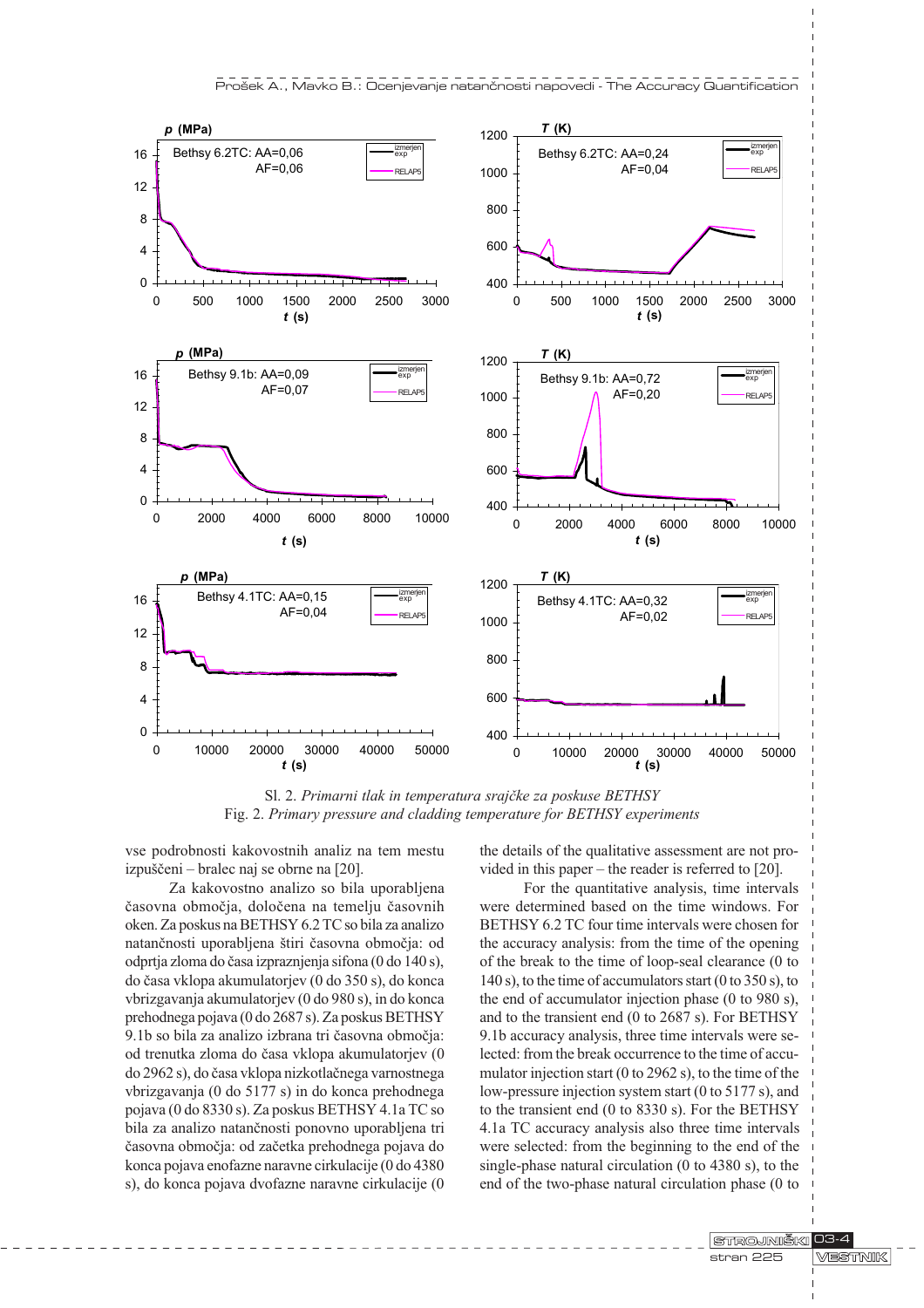Sl. 2. *Primarni tlak in temperatura srajčke za poskuse BETHSY*
Fig. 2. *Primary pressure and cladding temperature for BETHSY experiments*

vse podrobnosti kakovostnih analiz na tem mestu izpuščeni – bralec naj se obrne na [20].

Za kakovostno analizo so bila uporabljena časovna območja, določena na temelju časovnih oken. Za poskus na BETHSY 6.2 TC so bila za analizo natančnosti uporabljena štiri časovna območja: od odprtja zloma do časa izpraznjenja sifona (0 do 140 s), do časa vklopa akumulatorjev (0 do 350 s), do konca vbrizgavanja akumulatorjev (0 do 980 s), in do konca prehodnega pojava (0 do 2687 s). Za poskus BETHSY 9.1b so bila za analizo izbrana tri časovna območja: od trenutka zloma do časa vklopa akumulatorjev (0 do 2962 s), do časa vklopa nizkotlačnega varnostnega vbrizgavanja (0 do 5177 s) in do konca prehodnega pojava (0 do 8330 s). Za poskus BETHSY 4.1a TC so bila za analizo natančnosti ponovno uporabljena tri časovna območja: od začetka prehodnega pojava do konca pojava enofazne naravne cirkulacije (0 do 4380 s), do konca pojava dvofazne naravne cirkulacije (0

the details of the qualitative assessment are not provided in this paper – the reader is referred to [20].

For the quantitative analysis, time intervals were determined based on the time windows. For BETHSY 6.2 TC four time intervals were chosen for the accuracy analysis: from the time of the opening of the break to the time of loop-seal clearance (0 to 140 s), to the time of accumulators start (0 to 350 s), to the end of accumulator injection phase (0 to 980 s), and to the transient end (0 to 2687 s). For BETHSY 9.1b accuracy analysis, three time intervals were selected: from the break occurrence to the time of accumulator injection start (0 to 2962 s), to the time of the low-pressure injection system start (0 to 5177 s), and to the transient end (0 to 8330 s). For the BETHSY 4.1a TC accuracy analysis also three time intervals were selected: from the beginning to the end of the single-phase natural circulation (0 to 4380 s), to the end of the two-phase natural circulation phase (0 to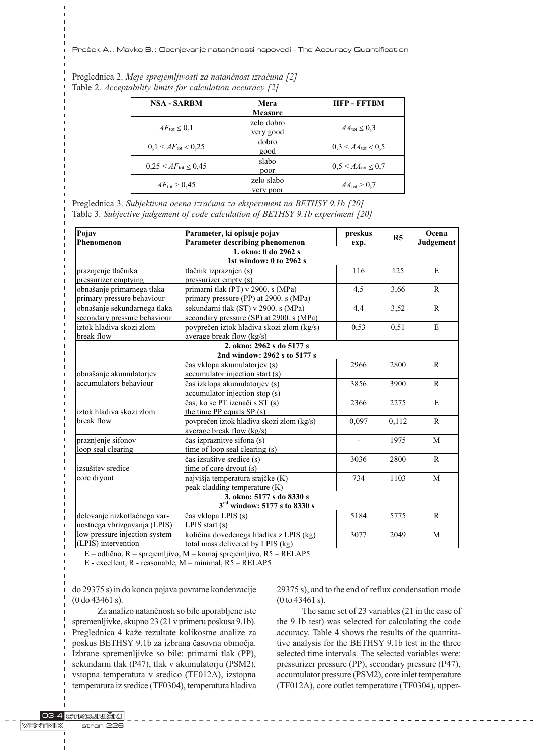Preglednica 2. *Meje sprejemljivosti za natančnost izračuna [2]*
Table 2. *Acceptability limits for calculation accuracy [2]*

| NSA - SARBM | Mera Measure | HFP - FFTBM |
|---|---|---|
| $AF_{tot} \leq 0{,}1$ | zelo dobro very good | $AA_{tot} \leq 0{,}3$ |
| $0{,}1 < AF_{tot} \leq 0{,}25$ | dobro good | $0{,}3 < AA_{tot} \leq 0{,}5$ |
| $0{,}25 < AF_{tot} \leq 0{,}45$ | slabo poor | $0{,}5 < AA_{tot} \leq 0{,}7$ |
| $AF_{tot} > 0{,}45$ | zelo slabo very poor | $AA_{tot} > 0{,}7$ |

Preglednica 3. *Subjektivna ocena izračuna za eksperiment na BETHSY 9.1b [20]*
Table 3. *Subjective judgement of code calculation of BETHSY 9.1b experiment [20]*

| Pojav Phenomenon | Parameter, ki opisuje pojav Parameter describing phenomenon | preskus exp. | R5 | Ocena Judgement |
|---|---|---|---|---|
| **1. okno: 0 do 2962 s 1st window: 0 to 2962 s** | | | | |
| praznjenje tlačnika pressurizer emptying | tlačnik izpraznjen (s) pressurizer empty (s) | 116 | 125 | E |
| obnašanje primarnega tlaka primary pressure behaviour | primarni tlak (PT) v 2900. s (MPa) primary pressure (PP) at 2900. s (MPa) | 4,5 | 3,66 | R |
| obnašanje sekundarnega tlaka secondary pressure behaviour | sekundarni tlak (ST) v 2900. s (MPa) secondary pressure (SP) at 2900. s (MPa) | 4,4 | 3,52 | R |
| iztok hladiva skozi zlom break flow | povprečen iztok hladiva skozi zlom (kg/s) average break flow (kg/s) | 0,53 | 0,51 | E |
| **2. okno: 2962 s do 5177 s 2nd window: 2962 s to 5177 s** | | | | |
| obnašanje akumulatorjev accumulators behaviour | čas vklopa akumulatorjev (s) accumulator injection start (s) | 2966 | 2800 | R |
| | čas izklopa akumulatorjev (s) accumulator injection stop (s) | 3856 | 3900 | R |
| iztok hladiva skozi zlom break flow | čas, ko se PT izenači s ST (s) the time PP equals SP (s) | 2366 | 2275 | E |
| | povprečen iztok hladiva skozi zlom (kg/s) average break flow (kg/s) | 0,097 | 0,112 | R |
| praznjenje sifonov loop seal clearing | čas izpraznitve sifona (s) time of loop seal clearing (s) | - | 1975 | M |
| izsušitev sredice core dryout | čas izsušitve sredice (s) time of core dryout (s) | 3036 | 2800 | R |
| | najvišja temperatura srajčke (K) peak cladding temperature (K) | 734 | 1103 | M |
| **3. okno: 5177 s do 8330 s 3rd window: 5177 s to 8330 s** | | | | |
| delovanje nizkotlačnega varnostnega vbrizgavanja (LPIS) low pressure injection system (LPIS) intervention | čas vklopa LPIS (s) LPIS start (s) | 5184 | 5775 | R |
| | količina dovedenega hladiva z LPIS (kg) total mass delivered by LPIS (kg) | 3077 | 2049 | M |

E – odlično, R – sprejemljivo, M – komaj sprejemljivo, R5 – RELAP5
E - excellent, R - reasonable, M – minimal, R5 – RELAP5

do 29375 s) in do konca pojava povratne kondenzacije (0 do 43461 s).

Za analizo natančnosti so bile uporabljene iste spremenljivke, skupno 23 (21 v primeru poskusa 9.1b). Preglednica 4 kaže rezultate kolikostne analize za poskus BETHSY 9.1b za izbrana časovna območja. Izbrane spremenljivke so bile: primarni tlak (PP), sekundarni tlak (P47), tlak v akumulatorju (PSM2), vstopna temperatura v sredico (TF012A), izstopna temperatura iz sredice (TF0304), temperatura hladiva

29375 s), and to the end of reflux condensation mode (0 to 43461 s).

The same set of 23 variables (21 in the case of the 9.1b test) was selected for calculating the code accuracy. Table 4 shows the results of the quantitative analysis for the BETHSY 9.1b test in the three selected time intervals. The selected variables were: pressurizer pressure (PP), secondary pressure (P47), accumulator pressure (PSM2), core inlet temperature (TF012A), core outlet temperature (TF0304), upper-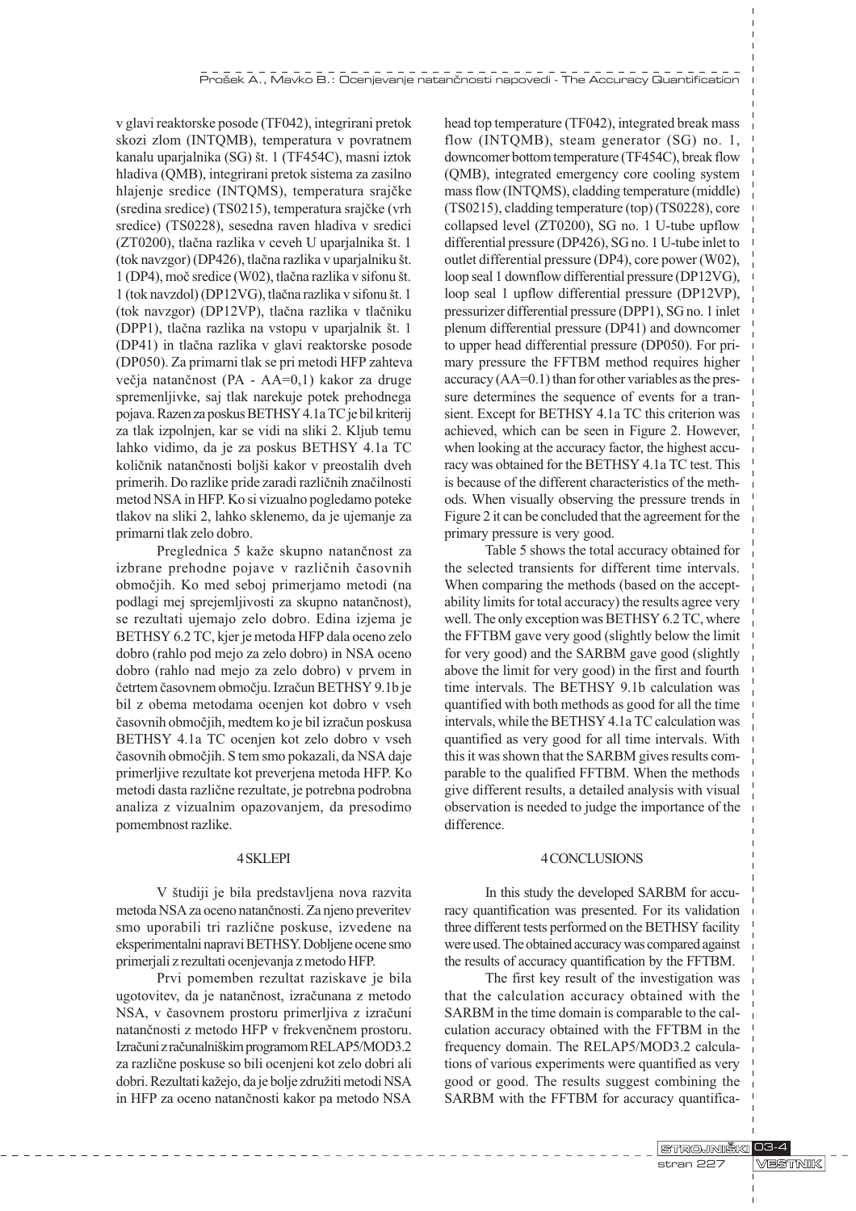v glavi reaktorske posode (TF042), integrirani pretok skozi zlom (INTQMB), temperatura v povratnem kanalu uparjalnika (SG) št. 1 (TF454C), masni iztok hladiva (QMB), integrirani pretok sistema za zasilno hlajenje sredice (INTQMS), temperatura srajčke (sredina sredice) (TS0215), temperatura srajčke (vrh sredice) (TS0228), sesedna raven hladiva v sredici (ZT0200), tlačna razlika v ceveh U uparjalnika št. 1 (tok navzgor) (DP426), tlačna razlika v uparjalniku št. 1 (DP4), moč sredice (W02), tlačna razlika v sifonu št. 1 (tok navzdol) (DP12VG), tlačna razlika v sifonu št. 1 (tok navzgor) (DP12VP), tlačna razlika v tlačniku (DPP1), tlačna razlika na vstopu v uparjalnik št. 1 (DP41) in tlačna razlika v glavi reaktorske posode (DP050). Za primarni tlak se pri metodi HFP zahteva večja natančnost (PA - AA=0,1) kakor za druge spremenljivke, saj tlak narekuje potek prehodnega pojava. Razen za poskus BETHSY 4.1a TC je bil kriterij za tlak izpolnjen, kar se vidi na sliki 2. Kljub temu lahko vidimo, da je za poskus BETHSY 4.1a TC količnik natančnosti boljši kakor v preostalih dveh primerih. Do razlike pride zaradi različnih značilnosti metod NSA in HFP. Ko si vizualno pogledamo poteke tlakov na sliki 2, lahko sklenemo, da je ujemanje za primarni tlak zelo dobro.

Preglednica 5 kaže skupno natančnost za izbrane prehodne pojave v različnih časovnih območjih. Ko med seboj primerjamo metodi (na podlagi mej sprejemljivosti za skupno natančnost), se rezultati ujemajo zelo dobro. Edina izjema je BETHSY 6.2 TC, kjer je metoda HFP dala oceno zelo dobro (rahlo pod mejo za zelo dobro) in NSA oceno dobro (rahlo nad mejo za zelo dobro) v prvem in četrtem časovnem območju. Izračun BETHSY 9.1b je bil z obema metodama ocenjen kot dobro v vseh časovnih območjih, medtem ko je bil izračun poskusa BETHSY 4.1a TC ocenjen kot zelo dobro v vseh časovnih območjih. S tem smo pokazali, da NSA daje primerljive rezultate kot preverjena metoda HFP. Ko metodi dasta različne rezultate, je potrebna podrobna analiza z vizualnim opazovanjem, da presodimo pomembnost razlike.

## 4 SKLEPI

V študiji je bila predstavljena nova razvita metoda NSA za oceno natančnosti. Za njeno preveritev smo uporabili tri različne poskuse, izvedene na eksperimentalni napravi BETHSY. Dobljene ocene smo primerjali z rezultati ocenjevanja z metodo HFP.

Prvi pomemben rezultat raziskave je bila ugotovitev, da je natančnost, izračunana z metodo NSA, v časovnem prostoru primerljiva z izračuni natančnosti z metodo HFP v frekvenčnem prostoru. Izračuni z računalniškim programom RELAP5/MOD3.2 za različne poskuse so bili ocenjeni kot zelo dobri ali dobri. Rezultati kažejo, da je bolje združiti metodi NSA in HFP za oceno natančnosti kakor pa metodo NSA

head top temperature (TF042), integrated break mass flow (INTQMB), steam generator (SG) no. 1, downcomer bottom temperature (TF454C), break flow (QMB), integrated emergency core cooling system mass flow (INTQMS), cladding temperature (middle) (TS0215), cladding temperature (top) (TS0228), core collapsed level (ZT0200), SG no. 1 U-tube upflow differential pressure (DP426), SG no. 1 U-tube inlet to outlet differential pressure (DP4), core power (W02), loop seal 1 downflow differential pressure (DP12VG), loop seal 1 upflow differential pressure (DP12VP), pressurizer differential pressure (DPP1), SG no. 1 inlet plenum differential pressure (DP41) and downcomer to upper head differential pressure (DP050). For primary pressure the FFTBM method requires higher accuracy (AA=0.1) than for other variables as the pressure determines the sequence of events for a transient. Except for BETHSY 4.1a TC this criterion was achieved, which can be seen in Figure 2. However, when looking at the accuracy factor, the highest accuracy was obtained for the BETHSY 4.1a TC test. This is because of the different characteristics of the methods. When visually observing the pressure trends in Figure 2 it can be concluded that the agreement for the primary pressure is very good.

Table 5 shows the total accuracy obtained for the selected transients for different time intervals. When comparing the methods (based on the acceptability limits for total accuracy) the results agree very well. The only exception was BETHSY 6.2 TC, where the FFTBM gave very good (slightly below the limit for very good) and the SARBM gave good (slightly above the limit for very good) in the first and fourth time intervals. The BETHSY 9.1b calculation was quantified with both methods as good for all the time intervals, while the BETHSY 4.1a TC calculation was quantified as very good for all time intervals. With this it was shown that the SARBM gives results comparable to the qualified FFTBM. When the methods give different results, a detailed analysis with visual observation is needed to judge the importance of the difference.

## 4 CONCLUSIONS

In this study the developed SARBM for accuracy quantification was presented. For its validation three different tests performed on the BETHSY facility were used. The obtained accuracy was compared against the results of accuracy quantification by the FFTBM.

The first key result of the investigation was that the calculation accuracy obtained with the SARBM in the time domain is comparable to the calculation accuracy obtained with the FFTBM in the frequency domain. The RELAP5/MOD3.2 calculations of various experiments were quantified as very good or good. The results suggest combining the SARBM with the FFTBM for accuracy quantifica-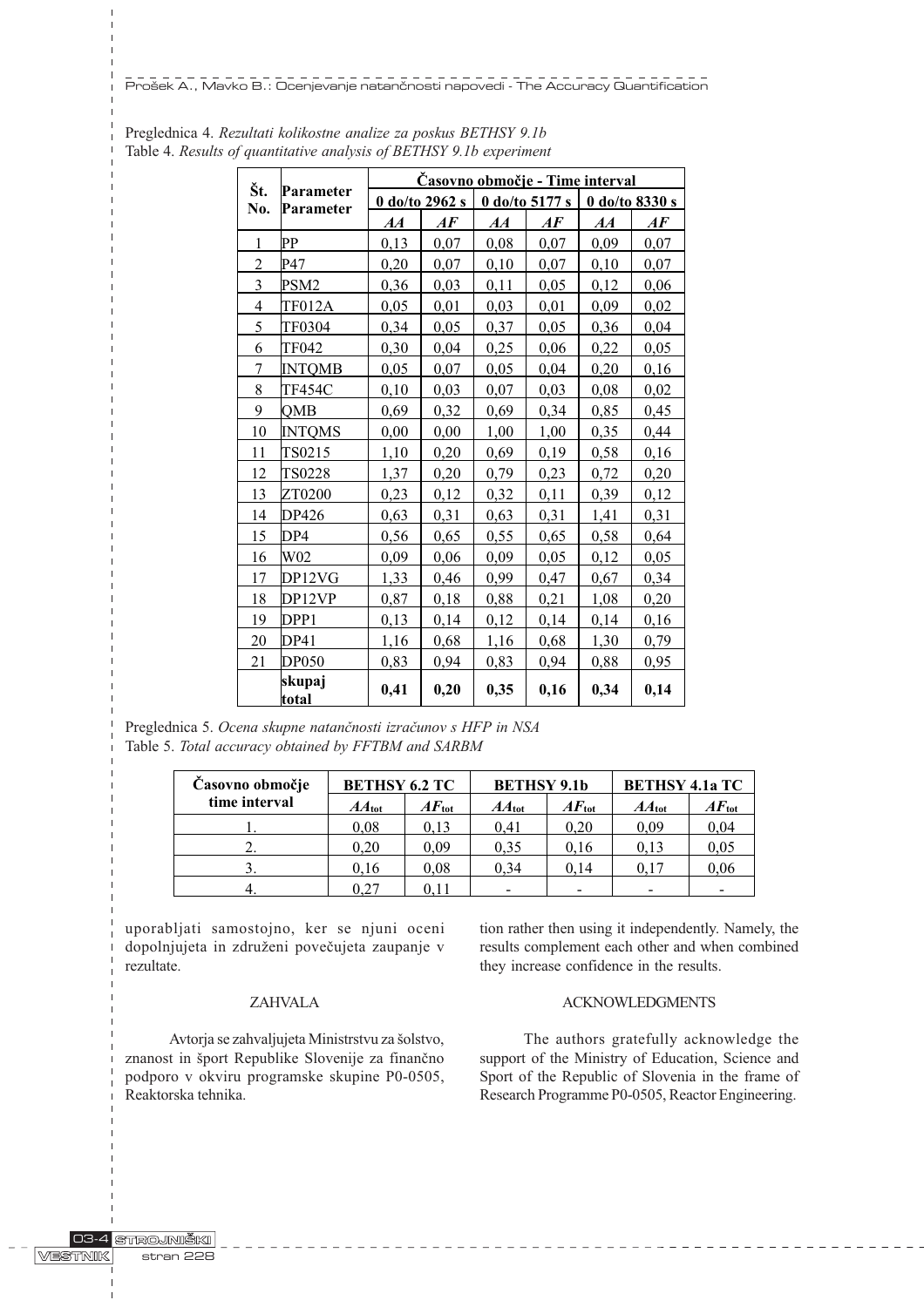Preglednica 4. *Rezultati kolikostne analize za poskus BETHSY 9.1b*
Table 4. *Results of quantitative analysis of BETHSY 9.1b experiment*

| Št. No. | Parameter Parameter | Časovno območje - Time interval | | | | | |
|---|---|---|---|---|---|---|---|
| | | 0 do/to 2962 s | | 0 do/to 5177 s | | 0 do/to 8330 s | |
| | | *AA* | *AF* | *AA* | *AF* | *AA* | *AF* |
| 1 | PP | 0,13 | 0,07 | 0,08 | 0,07 | 0,09 | 0,07 |
| 2 | P47 | 0,20 | 0,07 | 0,10 | 0,07 | 0,10 | 0,07 |
| 3 | PSM2 | 0,36 | 0,03 | 0,11 | 0,05 | 0,12 | 0,06 |
| 4 | TF012A | 0,05 | 0,01 | 0,03 | 0,01 | 0,09 | 0,02 |
| 5 | TF0304 | 0,34 | 0,05 | 0,37 | 0,05 | 0,36 | 0,04 |
| 6 | TF042 | 0,30 | 0,04 | 0,25 | 0,06 | 0,22 | 0,05 |
| 7 | INTQMB | 0,05 | 0,07 | 0,05 | 0,04 | 0,20 | 0,16 |
| 8 | TF454C | 0,10 | 0,03 | 0,07 | 0,03 | 0,08 | 0,02 |
| 9 | QMB | 0,69 | 0,32 | 0,69 | 0,34 | 0,85 | 0,45 |
| 10 | INTQMS | 0,00 | 0,00 | 1,00 | 1,00 | 0,35 | 0,44 |
| 11 | TS0215 | 1,10 | 0,20 | 0,69 | 0,19 | 0,58 | 0,16 |
| 12 | TS0228 | 1,37 | 0,20 | 0,79 | 0,23 | 0,72 | 0,20 |
| 13 | ZT0200 | 0,23 | 0,12 | 0,32 | 0,11 | 0,39 | 0,12 |
| 14 | DP426 | 0,63 | 0,31 | 0,63 | 0,31 | 1,41 | 0,31 |
| 15 | DP4 | 0,56 | 0,65 | 0,55 | 0,65 | 0,58 | 0,64 |
| 16 | W02 | 0,09 | 0,06 | 0,09 | 0,05 | 0,12 | 0,05 |
| 17 | DP12VG | 1,33 | 0,46 | 0,99 | 0,47 | 0,67 | 0,34 |
| 18 | DP12VP | 0,87 | 0,18 | 0,88 | 0,21 | 1,08 | 0,20 |
| 19 | DPP1 | 0,13 | 0,14 | 0,12 | 0,14 | 0,14 | 0,16 |
| 20 | DP41 | 1,16 | 0,68 | 1,16 | 0,68 | 1,30 | 0,79 |
| 21 | DP050 | 0,83 | 0,94 | 0,83 | 0,94 | 0,88 | 0,95 |
| | **skupaj total** | **0,41** | **0,20** | **0,35** | **0,16** | **0,34** | **0,14** |

Preglednica 5. *Ocena skupne natančnosti izračunov s HFP in NSA*
Table 5. *Total accuracy obtained by FFTBM and SARBM*

| Časovno območje time interval | BETHSY 6.2 TC | | BETHSY 9.1b | | BETHSY 4.1a TC | |
|---|---|---|---|---|---|---|
| | $AA_{tot}$ | $AF_{tot}$ | $AA_{tot}$ | $AF_{tot}$ | $AA_{tot}$ | $AF_{tot}$ |
| 1. | 0,08 | 0,13 | 0,41 | 0,20 | 0,09 | 0,04 |
| 2. | 0,20 | 0,09 | 0,35 | 0,16 | 0,13 | 0,05 |
| 3. | 0,16 | 0,08 | 0,34 | 0,14 | 0,17 | 0,06 |
| 4. | 0,27 | 0,11 | - | - | - | - |

uporabljati samostojno, ker se njuni oceni dopolnjujeta in združeni povečujeta zaupanje v rezultate.

tion rather then using it independently. Namely, the results complement each other and when combined they increase confidence in the results.

## ZAHVALA

Avtorja se zahvaljujeta Ministrstvu za šolstvo, znanost in šport Republike Slovenije za finančno podporo v okviru programske skupine P0-0505, Reaktorska tehnika.

## ACKNOWLEDGMENTS

The authors gratefully acknowledge the support of the Ministry of Education, Science and Sport of the Republic of Slovenia in the frame of Research Programme P0-0505, Reactor Engineering.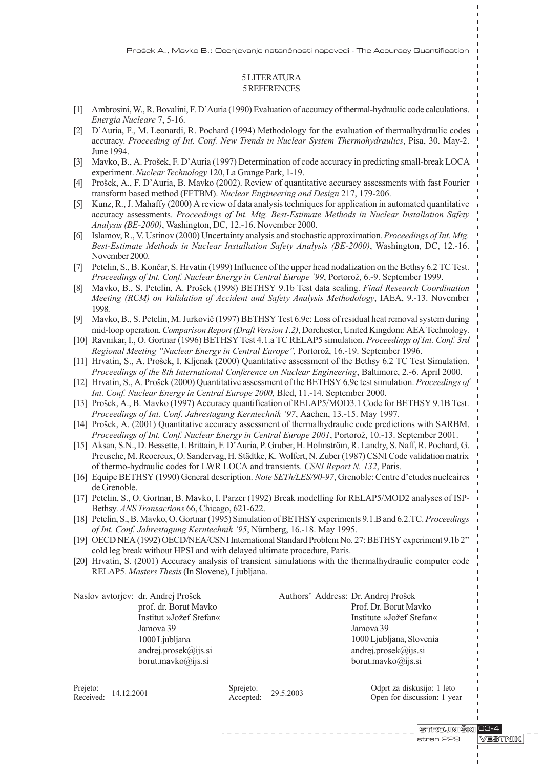## 5 LITERATURA
## 5 REFERENCES

[1] Ambrosini, W., R. Bovalini, F. D'Auria (1990) Evaluation of accuracy of thermal-hydraulic code calculations. *Energia Nucleare* 7, 5-16.

[2] D'Auria, F., M. Leonardi, R. Pochard (1994) Methodology for the evaluation of thermalhydraulic codes accuracy. *Proceeding of Int. Conf. New Trends in Nuclear System Thermohydraulics*, Pisa, 30. May-2. June 1994.

[3] Mavko, B., A. Prošek, F. D'Auria (1997) Determination of code accuracy in predicting small-break LOCA experiment. *Nuclear Technology* 120, La Grange Park, 1-19.

[4] Prošek, A., F. D'Auria, B. Mavko (2002). Review of quantitative accuracy assessments with fast Fourier transform based method (FFTBM). *Nuclear Engineering and Design* 217, 179-206.

[5] Kunz, R., J. Mahaffy (2000) A review of data analysis techniques for application in automated quantitative accuracy assessments. *Proceedings of Int. Mtg. Best-Estimate Methods in Nuclear Installation Safety Analysis (BE-2000)*, Washington, DC, 12.-16. November 2000.

[6] Islamov, R., V. Ustinov (2000) Uncertainty analysis and stochastic approximation. *Proceedings of Int. Mtg. Best-Estimate Methods in Nuclear Installation Safety Analysis (BE-2000)*, Washington, DC, 12.-16. November 2000.

[7] Petelin, S., B. Končar, S. Hrvatin (1999) Influence of the upper head nodalization on the Bethsy 6.2 TC Test. *Proceedings of Int. Conf. Nuclear Energy in Central Europe ´99*, Portorož, 6.-9. September 1999.

[8] Mavko, B., S. Petelin, A. Prošek (1998) BETHSY 9.1b Test data scaling. *Final Research Coordination Meeting (RCM) on Validation of Accident and Safety Analysis Methodology*, IAEA, 9.-13. November 1998.

[9] Mavko, B., S. Petelin, M. Jurkovič (1997) BETHSY Test 6.9c: Loss of residual heat removal system during mid-loop operation. *Comparison Report (Draft Version 1.2)*, Dorchester, United Kingdom: AEA Technology.

[10] Ravnikar, I., O. Gortnar (1996) BETHSY Test 4.1.a TC RELAP5 simulation. *Proceedings of Int. Conf. 3rd Regional Meeting "Nuclear Energy in Central Europe"*, Portorož, 16.-19. September 1996.

[11] Hrvatin, S., A. Prošek, I. Kljenak (2000) Quantitative assessment of the Bethsy 6.2 TC Test Simulation. *Proceedings of the 8th International Conference on Nuclear Engineering*, Baltimore, 2.-6. April 2000.

[12] Hrvatin, S., A. Prošek (2000) Quantitative assessment of the BETHSY 6.9c test simulation. *Proceedings of Int. Conf. Nuclear Energy in Central Europe 2000,* Bled, 11.-14. September 2000.

[13] Prošek, A., B. Mavko (1997) Accuracy quantification of RELAP5/MOD3.1 Code for BETHSY 9.1B Test. *Proceedings of Int. Conf. Jahrestagung Kerntechnik '97*, Aachen, 13.-15. May 1997.

[14] Prošek, A. (2001) Quantitative accuracy assessment of thermalhydraulic code predictions with SARBM. *Proceedings of Int. Conf. Nuclear Energy in Central Europe 2001*, Portorož, 10.-13. September 2001.

[15] Aksan, S.N., D. Bessette, I. Brittain, F. D'Auria, P. Gruber, H. Holmström, R. Landry, S. Naff, R. Pochard, G. Preusche, M. Reocreux, O. Sandervag, H. Städtke, K. Wolfert, N. Zuber (1987) CSNI Code validation matrix of thermo-hydraulic codes for LWR LOCA and transients. *CSNI Report N. 132*, Paris.

[16] Equipe BETHSY (1990) General description. *Note SETh/LES/90-97*, Grenoble: Centre d'etudes nucleaires de Grenoble.

[17] Petelin, S., O. Gortnar, B. Mavko, I. Parzer (1992) Break modelling for RELAP5/MOD2 analyses of ISP-Bethsy. *ANS Transactions* 66, Chicago, 621-622.

[18] Petelin, S., B. Mavko, O. Gortnar (1995) Simulation of BETHSY experiments 9.1.B and 6.2.TC. *Proceedings of Int. Conf. Jahrestagung Kerntechnik '95*, Nürnberg, 16.-18. May 1995.

[19] OECD NEA (1992) OECD/NEA/CSNI International Standard Problem No. 27: BETHSY experiment 9.1b 2" cold leg break without HPSI and with delayed ultimate procedure, Paris.

[20] Hrvatin, S. (2001) Accuracy analysis of transient simulations with the thermalhydraulic computer code RELAP5. *Masters Thesis* (In Slovene), Ljubljana.

Naslov avtorjev: dr. Andrej Prošek
prof. dr. Borut Mavko
Institut »Jožef Stefan«
Jamova 39
1000 Ljubljana
andrej.prosek@ijs.si
borut.mavko@ijs.si

Authors' Address: Dr. Andrej Prošek
Prof. Dr. Borut Mavko
Institute »Jožef Stefan«
Jamova 39
1000 Ljubljana, Slovenia
andrej.prosek@ijs.si
borut.mavko@ijs.si

Prejeto:
Received: 14.12.2001

Sprejeto:
Accepted: 29.5.2003

Odprt za diskusijo: 1 leto
Open for discussion: 1 year